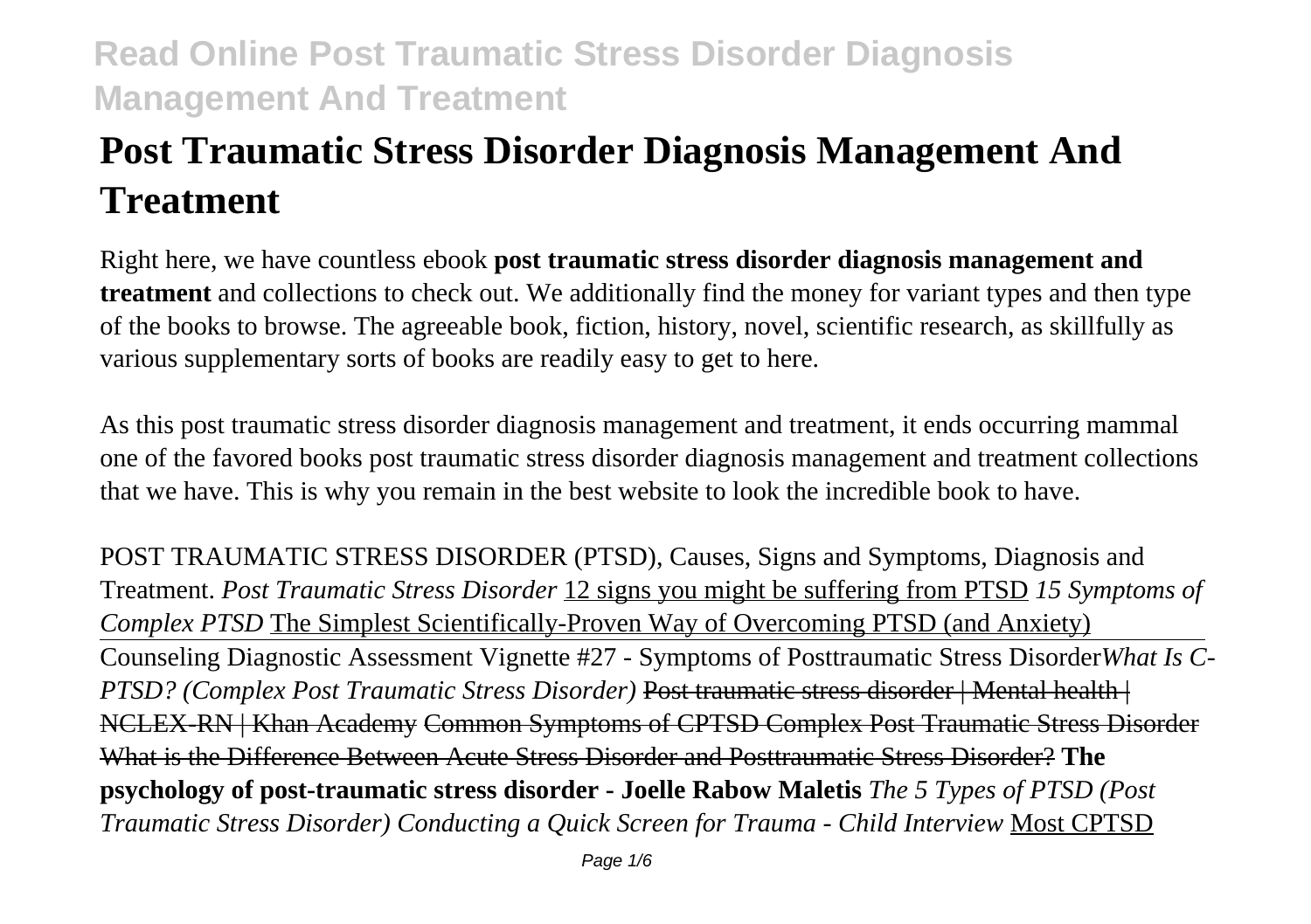# Post Traumatic Stress Disorder Diagnosis Management And Treatment

Right here, we have countless ebook **post traumatic stress disorder diagnosis management and treatment** and collections to check out. We additionally find the money for variant types and then type of the books to browse. The agreeable book, fiction, history, novel, scientific research, as skillfully as various supplementary sorts of books are readily easy to get to here.

As this post traumatic stress disorder diagnosis management and treatment, it ends occurring mammal one of the favored books post traumatic stress disorder diagnosis management and treatment collections that we have. This is why you remain in the best website to look the incredible book to have.

POST TRAUMATIC STRESS DISORDER (PTSD), Causes, Signs and Symptoms, Diagnosis and Treatment. *Post Traumatic Stress Disorder* 12 signs you might be suffering from PTSD *15 Symptoms of Complex PTSD* The Simplest Scientifically-Proven Way of Overcoming PTSD (and Anxiety) Counseling Diagnostic Assessment Vignette #27 - Symptoms of Posttraumatic Stress Disorder *What Is C-PTSD? (Complex Post Traumatic Stress Disorder)* Post traumatic stress disorder | Mental health | NCLEX-RN | Khan Academy Common Symptoms of CPTSD Complex Post Traumatic Stress Disorder What is the Difference Between Acute Stress Disorder and Posttraumatic Stress Disorder? **The psychology of post-traumatic stress disorder - Joelle Rabow Maletis** *The 5 Types of PTSD (Post Traumatic Stress Disorder) Conducting a Quick Screen for Trauma - Child Interview* Most CPTSD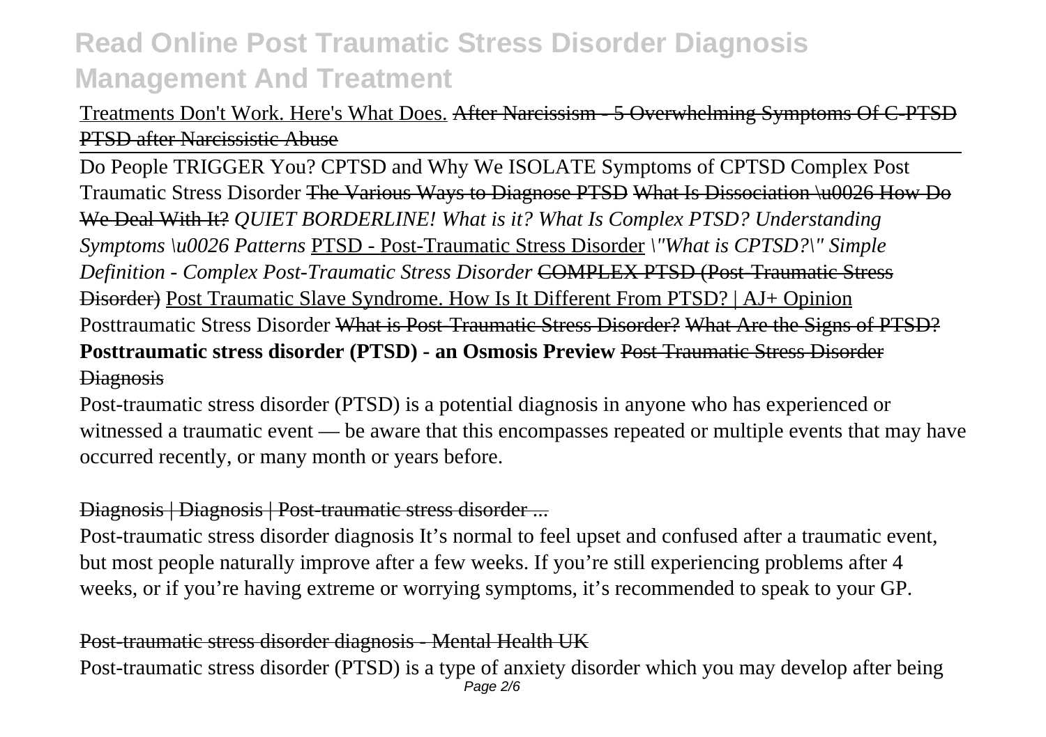Treatments Don't Work. Here's What Does. After Narcissism - 5 Overwhelming Symptoms Of C-PTSD PTSD after Narcissistic Abuse

Do People TRIGGER You? CPTSD and Why We ISOLATE Symptoms of CPTSD Complex Post Traumatic Stress Disorder The Various Ways to Diagnose PTSD What Is Dissociation \u0026 How Do We Deal With It? *QUIET BORDERLINE! What is it? What Is Complex PTSD? Understanding Symptoms \u0026 Patterns* PTSD - Post-Traumatic Stress Disorder *\"What is CPTSD?\" Simple Definition - Complex Post-Traumatic Stress Disorder* COMPLEX PTSD (Post-Traumatic Stress Disorder) Post Traumatic Slave Syndrome. How Is It Different From PTSD? | AJ+ Opinion Posttraumatic Stress Disorder What is Post-Traumatic Stress Disorder? What Are the Signs of PTSD? **Posttraumatic stress disorder (PTSD) - an Osmosis Preview** Post Traumatic Stress Disorder Diagnosis

Post-traumatic stress disorder (PTSD) is a potential diagnosis in anyone who has experienced or witnessed a traumatic event — be aware that this encompasses repeated or multiple events that may have occurred recently, or many month or years before.

Diagnosis | Diagnosis | Post-traumatic stress disorder ...

Post-traumatic stress disorder diagnosis It's normal to feel upset and confused after a traumatic event, but most people naturally improve after a few weeks. If you're still experiencing problems after 4 weeks, or if you're having extreme or worrying symptoms, it's recommended to speak to your GP.

Post-traumatic stress disorder diagnosis - Mental Health UK

Post-traumatic stress disorder (PTSD) is a type of anxiety disorder which you may develop after being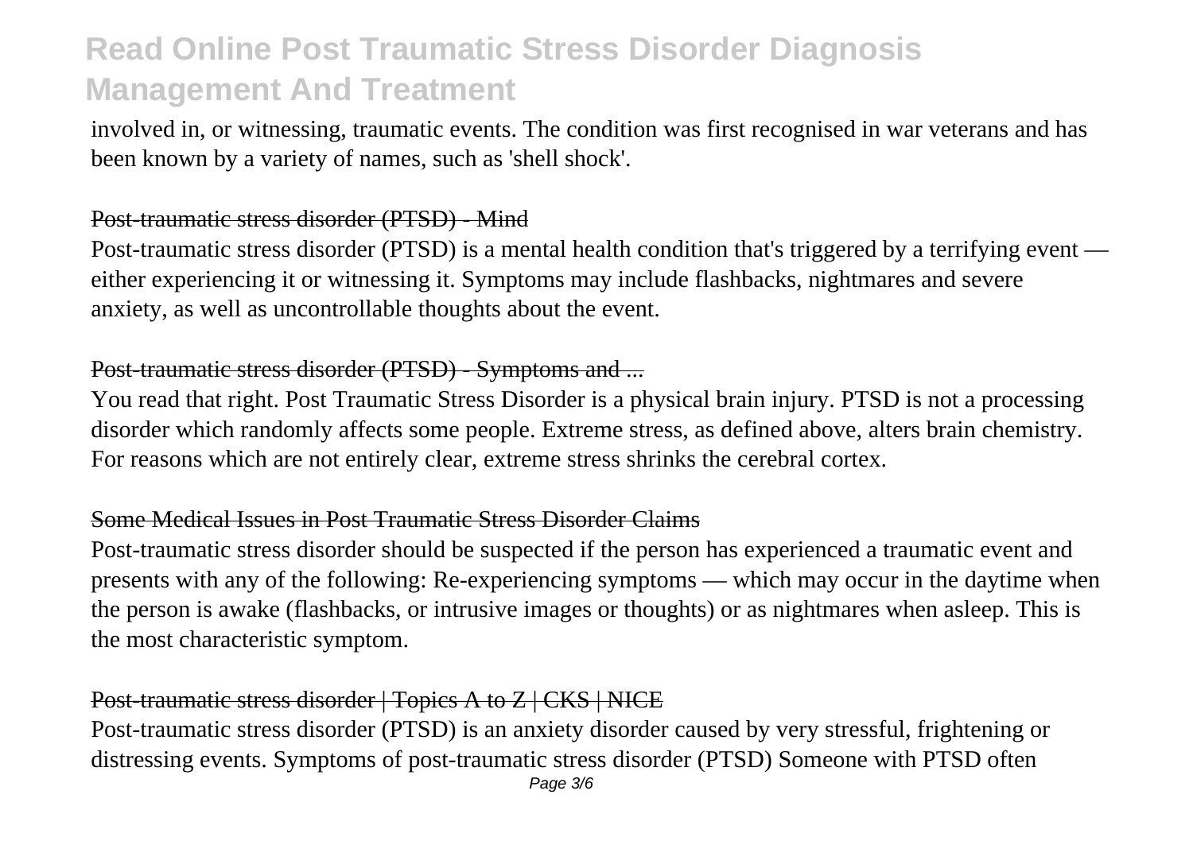involved in, or witnessing, traumatic events. The condition was first recognised in war veterans and has been known by a variety of names, such as 'shell shock'.

### Post-traumatic stress disorder (PTSD) - Mind

Post-traumatic stress disorder (PTSD) is a mental health condition that's triggered by a terrifying event — either experiencing it or witnessing it. Symptoms may include flashbacks, nightmares and severe anxiety, as well as uncontrollable thoughts about the event.

### Post-traumatic stress disorder (PTSD) - Symptoms and ...

You read that right. Post Traumatic Stress Disorder is a physical brain injury. PTSD is not a processing disorder which randomly affects some people. Extreme stress, as defined above, alters brain chemistry. For reasons which are not entirely clear, extreme stress shrinks the cerebral cortex.

### Some Medical Issues in Post Traumatic Stress Disorder Claims

Post-traumatic stress disorder should be suspected if the person has experienced a traumatic event and presents with any of the following: Re-experiencing symptoms — which may occur in the daytime when the person is awake (flashbacks, or intrusive images or thoughts) or as nightmares when asleep. This is the most characteristic symptom.

### Post-traumatic stress disorder | Topics A to Z | CKS | NICE

Post-traumatic stress disorder (PTSD) is an anxiety disorder caused by very stressful, frightening or distressing events. Symptoms of post-traumatic stress disorder (PTSD) Someone with PTSD often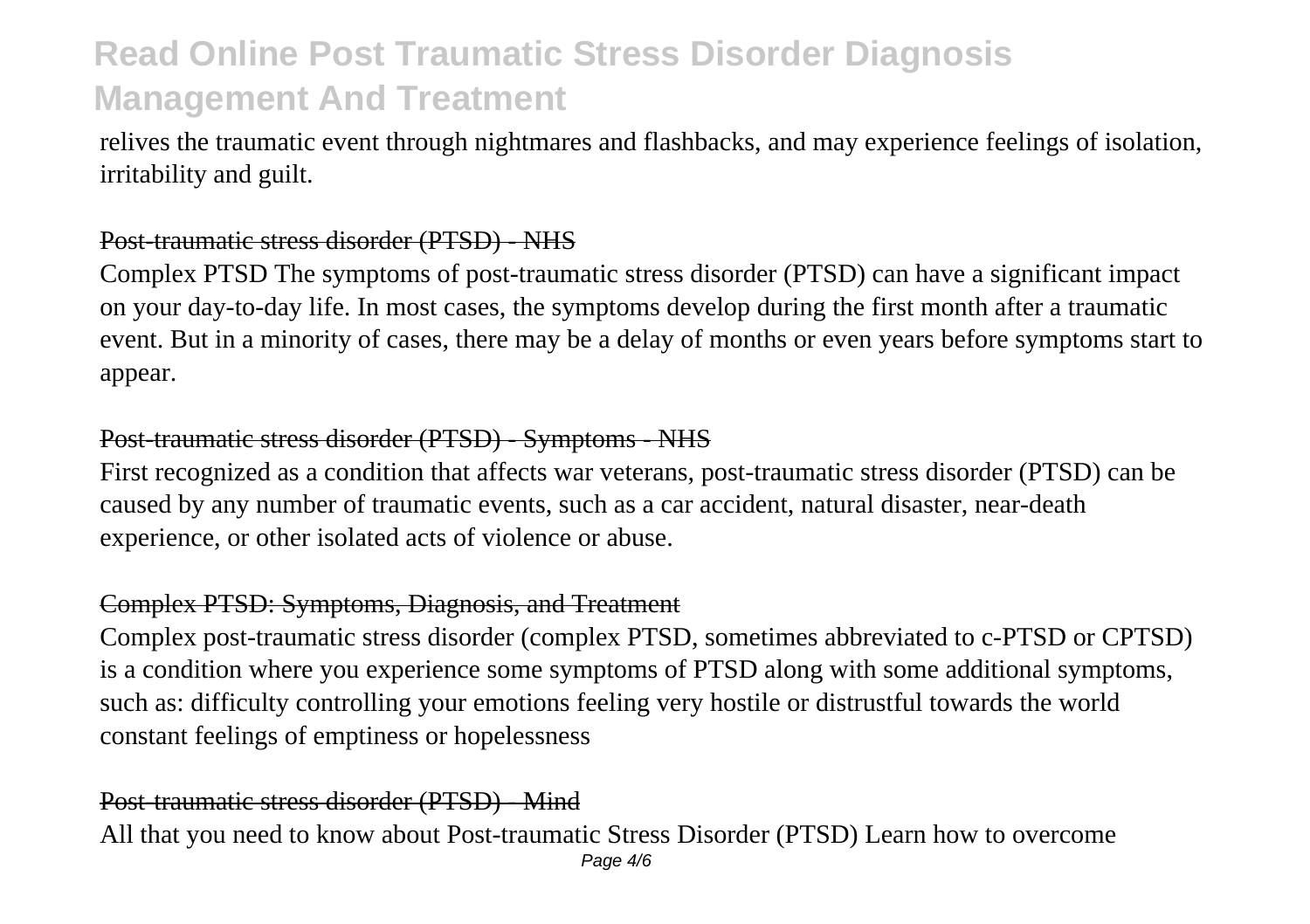relives the traumatic event through nightmares and flashbacks, and may experience feelings of isolation, irritability and guilt.

### Post-traumatic stress disorder (PTSD) - NHS

Complex PTSD The symptoms of post-traumatic stress disorder (PTSD) can have a significant impact on your day-to-day life. In most cases, the symptoms develop during the first month after a traumatic event. But in a minority of cases, there may be a delay of months or even years before symptoms start to appear.

### Post-traumatic stress disorder (PTSD) - Symptoms - NHS

First recognized as a condition that affects war veterans, post-traumatic stress disorder (PTSD) can be caused by any number of traumatic events, such as a car accident, natural disaster, near-death experience, or other isolated acts of violence or abuse.

### Complex PTSD: Symptoms, Diagnosis, and Treatment

Complex post-traumatic stress disorder (complex PTSD, sometimes abbreviated to c-PTSD or CPTSD) is a condition where you experience some symptoms of PTSD along with some additional symptoms, such as: difficulty controlling your emotions feeling very hostile or distrustful towards the world constant feelings of emptiness or hopelessness

### Post-traumatic stress disorder (PTSD) - Mind

All that you need to know about Post-traumatic Stress Disorder (PTSD) Learn how to overcome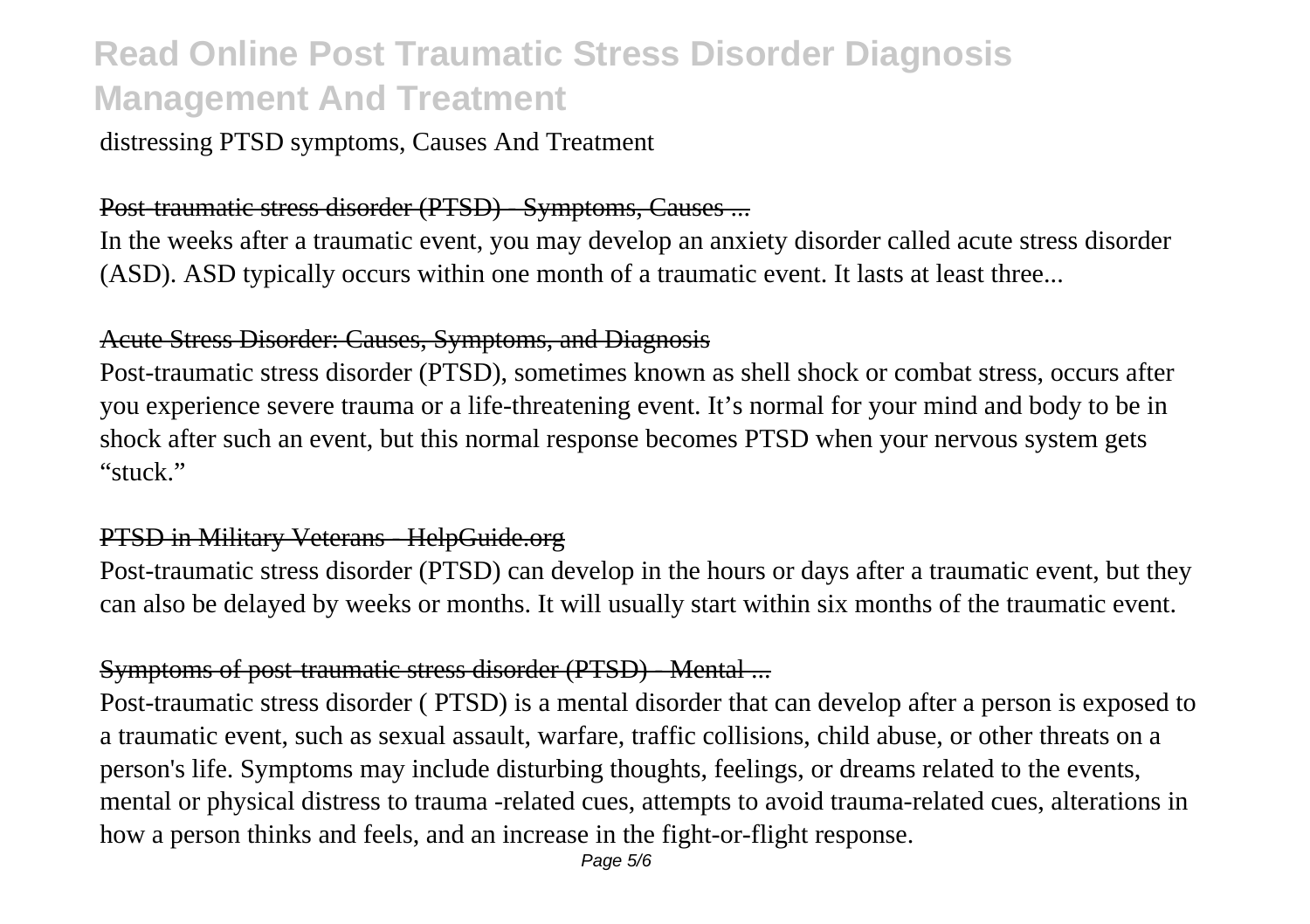distressing PTSD symptoms, Causes And Treatment

Post-traumatic stress disorder (PTSD) - Symptoms, Causes ...

In the weeks after a traumatic event, you may develop an anxiety disorder called acute stress disorder (ASD). ASD typically occurs within one month of a traumatic event. It lasts at least three...

Acute Stress Disorder: Causes, Symptoms, and Diagnosis

Post-traumatic stress disorder (PTSD), sometimes known as shell shock or combat stress, occurs after you experience severe trauma or a life-threatening event. It's normal for your mind and body to be in shock after such an event, but this normal response becomes PTSD when your nervous system gets "stuck."

PTSD in Military Veterans - HelpGuide.org

Post-traumatic stress disorder (PTSD) can develop in the hours or days after a traumatic event, but they can also be delayed by weeks or months. It will usually start within six months of the traumatic event.

Symptoms of post-traumatic stress disorder (PTSD) - Mental ...

Post-traumatic stress disorder ( PTSD) is a mental disorder that can develop after a person is exposed to a traumatic event, such as sexual assault, warfare, traffic collisions, child abuse, or other threats on a person's life. Symptoms may include disturbing thoughts, feelings, or dreams related to the events, mental or physical distress to trauma -related cues, attempts to avoid trauma-related cues, alterations in how a person thinks and feels, and an increase in the fight-or-flight response.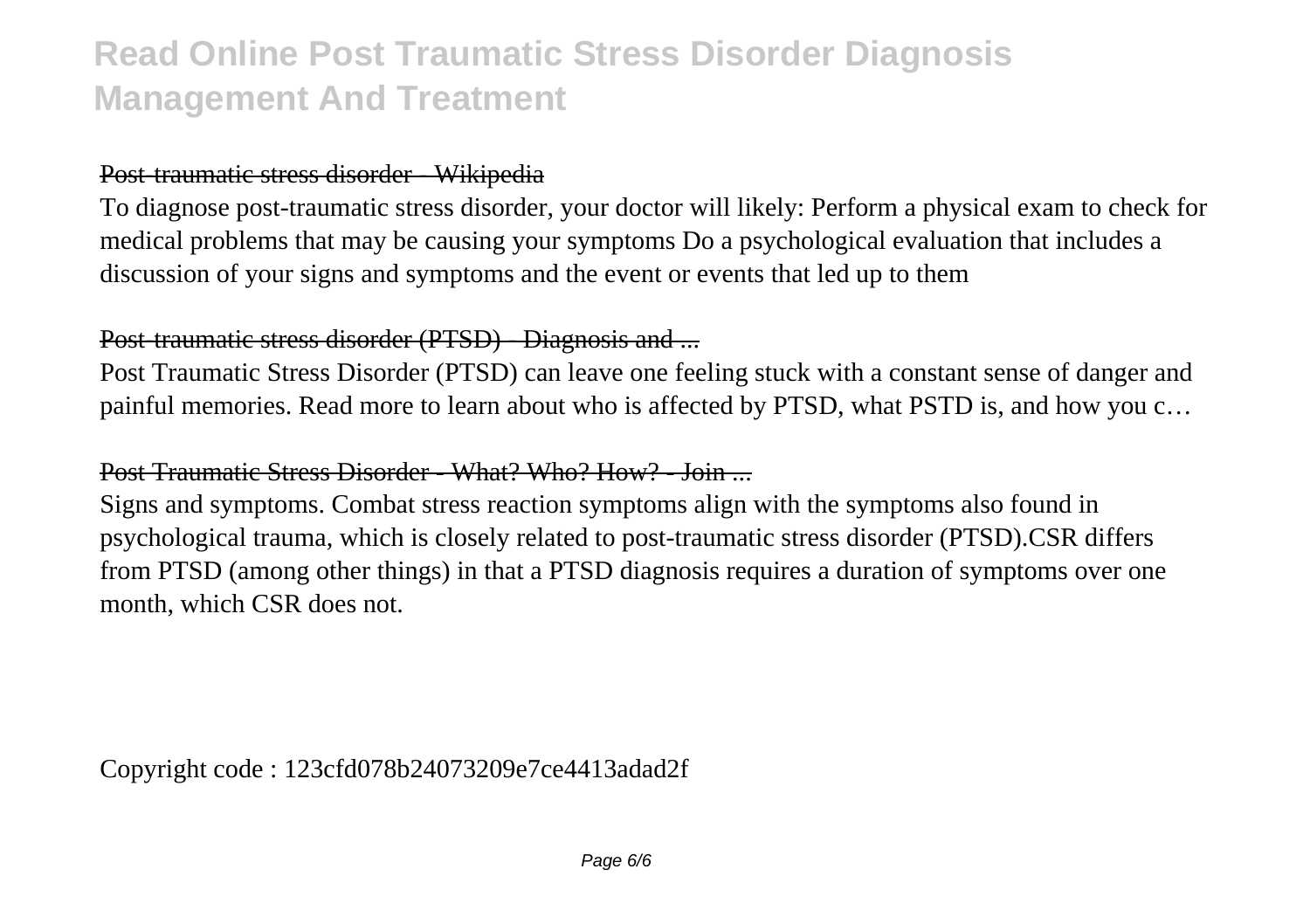## Post-traumatic stress disorder - Wikipedia

To diagnose post-traumatic stress disorder, your doctor will likely: Perform a physical exam to check for medical problems that may be causing your symptoms Do a psychological evaluation that includes a discussion of your signs and symptoms and the event or events that led up to them

## Post-traumatic stress disorder (PTSD) - Diagnosis and ...

Post Traumatic Stress Disorder (PTSD) can leave one feeling stuck with a constant sense of danger and painful memories. Read more to learn about who is affected by PTSD, what PSTD is, and how you c…

## Post Traumatic Stress Disorder - What? Who? How? - Join ...

Signs and symptoms. Combat stress reaction symptoms align with the symptoms also found in psychological trauma, which is closely related to post-traumatic stress disorder (PTSD).CSR differs from PTSD (among other things) in that a PTSD diagnosis requires a duration of symptoms over one month, which CSR does not.

Copyright code : 123cfd078b24073209e7ce4413adad2f